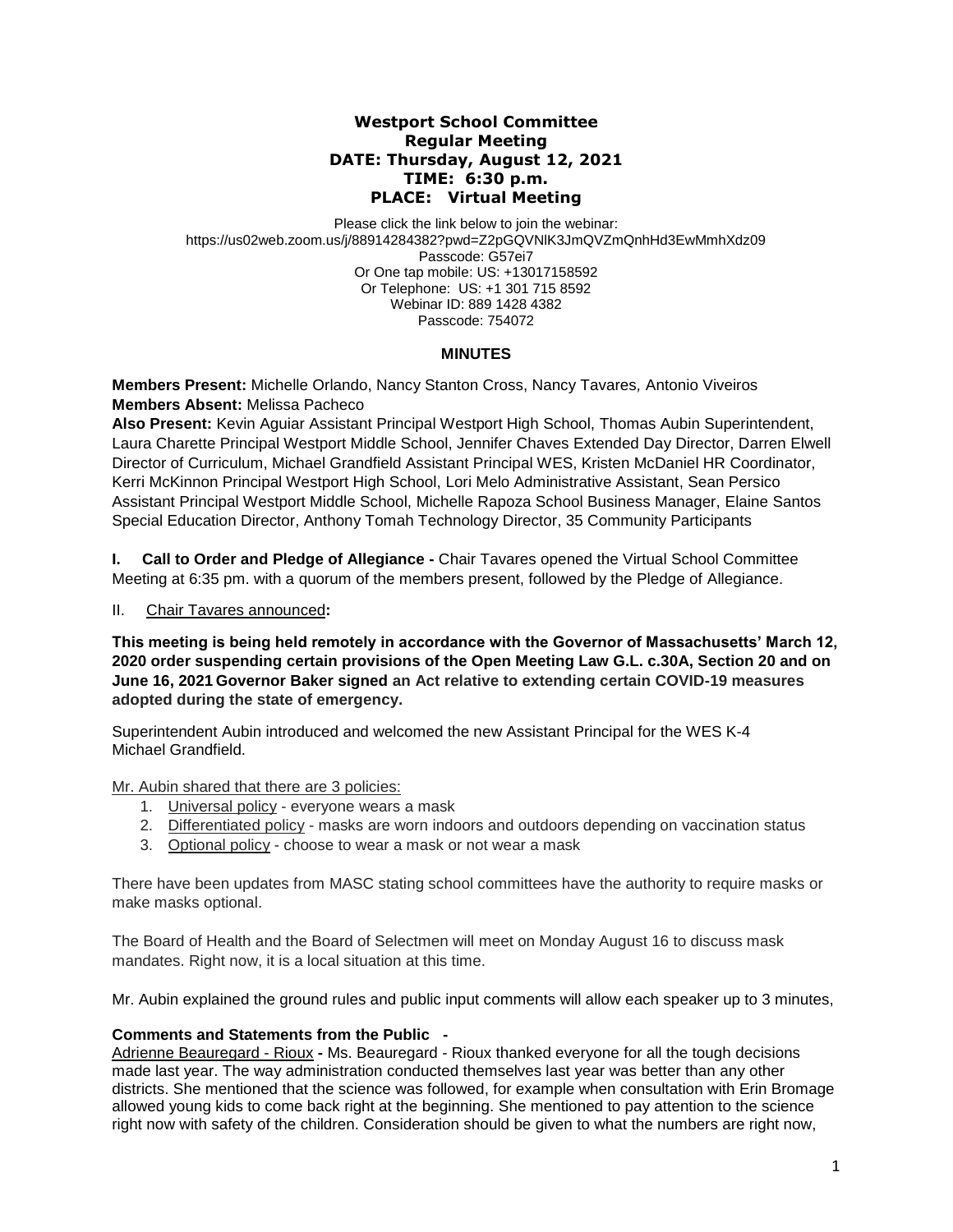# Westport School Committee
## Regular Meeting
**DATE: Thursday, August 12, 2021**
**TIME: 6:30 p.m.**
**PLACE: Virtual Meeting**

Please click the link below to join the webinar:
https://us02web.zoom.us/j/88914284382?pwd=Z2pGQVNlK3JmQVZmQnhHd3EwMmhXdz09
Passcode: G57ei7
Or One tap mobile: US: +13017158592
Or Telephone: US: +1 301 715 8592
Webinar ID: 889 1428 4382
Passcode: 754072

### MINUTES

**Members Present:** Michelle Orlando, Nancy Stanton Cross, Nancy Tavares, Antonio Viveiros
**Members Absent:** Melissa Pacheco
**Also Present:** Kevin Aguiar Assistant Principal Westport High School, Thomas Aubin Superintendent, Laura Charette Principal Westport Middle School, Jennifer Chaves Extended Day Director, Darren Elwell Director of Curriculum, Michael Grandfield Assistant Principal WES, Kristen McDaniel HR Coordinator, Kerri McKinnon Principal Westport High School, Lori Melo Administrative Assistant, Sean Persico Assistant Principal Westport Middle School, Michelle Rapoza School Business Manager, Elaine Santos Special Education Director, Anthony Tomah Technology Director, 35 Community Participants

**I. Call to Order and Pledge of Allegiance -** Chair Tavares opened the Virtual School Committee Meeting at 6:35 pm. with a quorum of the members present, followed by the Pledge of Allegiance.

II. Chair Tavares announced**:**

**This meeting is being held remotely in accordance with the Governor of Massachusetts' March 12, 2020 order suspending certain provisions of the Open Meeting Law G.L. c.30A, Section 20 and on June 16, 2021 Governor Baker signed an Act relative to extending certain COVID-19 measures adopted during the state of emergency.**

Superintendent Aubin introduced and welcomed the new Assistant Principal for the WES K-4 Michael Grandfield.

Mr. Aubin shared that there are 3 policies:

1. Universal policy - everyone wears a mask
2. Differentiated policy - masks are worn indoors and outdoors depending on vaccination status
3. Optional policy - choose to wear a mask or not wear a mask

There have been updates from MASC stating school committees have the authority to require masks or make masks optional.

The Board of Health and the Board of Selectmen will meet on Monday August 16 to discuss mask mandates. Right now, it is a local situation at this time.

Mr. Aubin explained the ground rules and public input comments will allow each speaker up to 3 minutes,

**Comments and Statements from the Public -**

Adrienne Beauregard - Rioux **-** Ms. Beauregard - Rioux thanked everyone for all the tough decisions made last year. The way administration conducted themselves last year was better than any other districts. She mentioned that the science was followed, for example when consultation with Erin Bromage allowed young kids to come back right at the beginning. She mentioned to pay attention to the science right now with safety of the children. Consideration should be given to what the numbers are right now,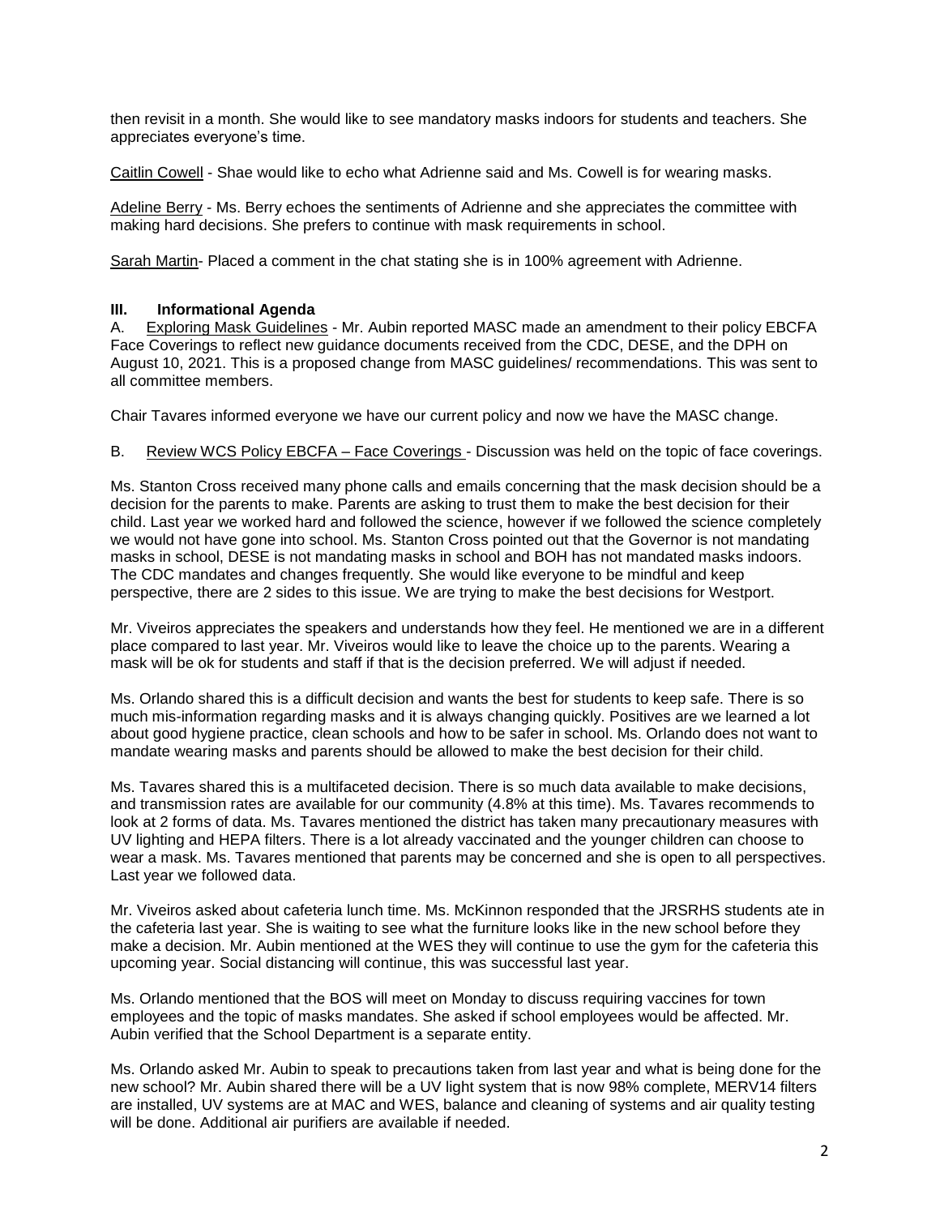then revisit in a month. She would like to see mandatory masks indoors for students and teachers. She appreciates everyone's time.

Caitlin Cowell - Shae would like to echo what Adrienne said and Ms. Cowell is for wearing masks.

Adeline Berry - Ms. Berry echoes the sentiments of Adrienne and she appreciates the committee with making hard decisions. She prefers to continue with mask requirements in school.

Sarah Martin- Placed a comment in the chat stating she is in 100% agreement with Adrienne.

## III. Informational Agenda

A. Exploring Mask Guidelines - Mr. Aubin reported MASC made an amendment to their policy EBCFA Face Coverings to reflect new guidance documents received from the CDC, DESE, and the DPH on August 10, 2021. This is a proposed change from MASC guidelines/ recommendations. This was sent to all committee members.

Chair Tavares informed everyone we have our current policy and now we have the MASC change.

B. Review WCS Policy EBCFA – Face Coverings - Discussion was held on the topic of face coverings.

Ms. Stanton Cross received many phone calls and emails concerning that the mask decision should be a decision for the parents to make. Parents are asking to trust them to make the best decision for their child. Last year we worked hard and followed the science, however if we followed the science completely we would not have gone into school. Ms. Stanton Cross pointed out that the Governor is not mandating masks in school, DESE is not mandating masks in school and BOH has not mandated masks indoors. The CDC mandates and changes frequently. She would like everyone to be mindful and keep perspective, there are 2 sides to this issue. We are trying to make the best decisions for Westport.

Mr. Viveiros appreciates the speakers and understands how they feel. He mentioned we are in a different place compared to last year. Mr. Viveiros would like to leave the choice up to the parents. Wearing a mask will be ok for students and staff if that is the decision preferred. We will adjust if needed.

Ms. Orlando shared this is a difficult decision and wants the best for students to keep safe. There is so much mis-information regarding masks and it is always changing quickly. Positives are we learned a lot about good hygiene practice, clean schools and how to be safer in school. Ms. Orlando does not want to mandate wearing masks and parents should be allowed to make the best decision for their child.

Ms. Tavares shared this is a multifaceted decision. There is so much data available to make decisions, and transmission rates are available for our community (4.8% at this time). Ms. Tavares recommends to look at 2 forms of data. Ms. Tavares mentioned the district has taken many precautionary measures with UV lighting and HEPA filters. There is a lot already vaccinated and the younger children can choose to wear a mask. Ms. Tavares mentioned that parents may be concerned and she is open to all perspectives. Last year we followed data.

Mr. Viveiros asked about cafeteria lunch time. Ms. McKinnon responded that the JRSRHS students ate in the cafeteria last year. She is waiting to see what the furniture looks like in the new school before they make a decision. Mr. Aubin mentioned at the WES they will continue to use the gym for the cafeteria this upcoming year. Social distancing will continue, this was successful last year.

Ms. Orlando mentioned that the BOS will meet on Monday to discuss requiring vaccines for town employees and the topic of masks mandates. She asked if school employees would be affected. Mr. Aubin verified that the School Department is a separate entity.

Ms. Orlando asked Mr. Aubin to speak to precautions taken from last year and what is being done for the new school? Mr. Aubin shared there will be a UV light system that is now 98% complete, MERV14 filters are installed, UV systems are at MAC and WES, balance and cleaning of systems and air quality testing will be done. Additional air purifiers are available if needed.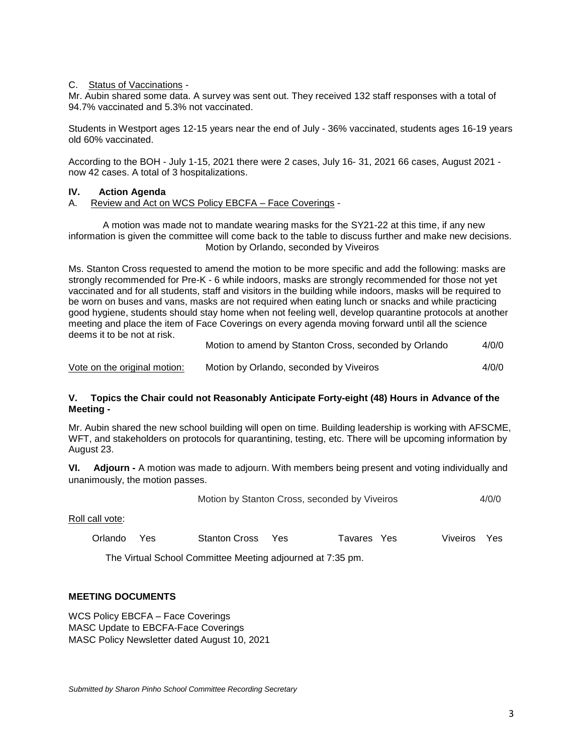C. <u>Status of Vaccinations</u> -

Mr. Aubin shared some data. A survey was sent out. They received 132 staff responses with a total of 94.7% vaccinated and 5.3% not vaccinated.

Students in Westport ages 12-15 years near the end of July - 36% vaccinated, students ages 16-19 years old 60% vaccinated.

According to the BOH - July 1-15, 2021 there were 2 cases, July 16- 31, 2021 66 cases, August 2021 - now 42 cases. A total of 3 hospitalizations.

**IV. Action Agenda**

A. <u>Review and Act on WCS Policy EBCFA – Face Coverings</u> -

A motion was made not to mandate wearing masks for the SY21-22 at this time, if any new information is given the committee will come back to the table to discuss further and make new decisions.

Motion by Orlando, seconded by Viveiros

Ms. Stanton Cross requested to amend the motion to be more specific and add the following: masks are strongly recommended for Pre-K - 6 while indoors, masks are strongly recommended for those not yet vaccinated and for all students, staff and visitors in the building while indoors, masks will be required to be worn on buses and vans, masks are not required when eating lunch or snacks and while practicing good hygiene, students should stay home when not feeling well, develop quarantine protocols at another meeting and place the item of Face Coverings on every agenda moving forward until all the science deems it to be not at risk.

Motion to amend by Stanton Cross, seconded by Orlando 4/0/0

<u>Vote on the original motion:</u> Motion by Orlando, seconded by Viveiros 4/0/0

**V. Topics the Chair could not Reasonably Anticipate Forty-eight (48) Hours in Advance of the Meeting -**

Mr. Aubin shared the new school building will open on time. Building leadership is working with AFSCME, WFT, and stakeholders on protocols for quarantining, testing, etc. There will be upcoming information by August 23.

**VI. Adjourn -** A motion was made to adjourn. With members being present and voting individually and unanimously, the motion passes.

Motion by Stanton Cross, seconded by Viveiros 4/0/0

<u>Roll call vote</u>:

| | | | | | | | |
|---|---|---|---|---|---|---|---|
| Orlando | Yes | Stanton Cross | Yes | Tavares | Yes | Viveiros | Yes |

The Virtual School Committee Meeting adjourned at 7:35 pm.

**MEETING DOCUMENTS**

WCS Policy EBCFA – Face Coverings
MASC Update to EBCFA-Face Coverings
MASC Policy Newsletter dated August 10, 2021

*Submitted by Sharon Pinho School Committee Recording Secretary*